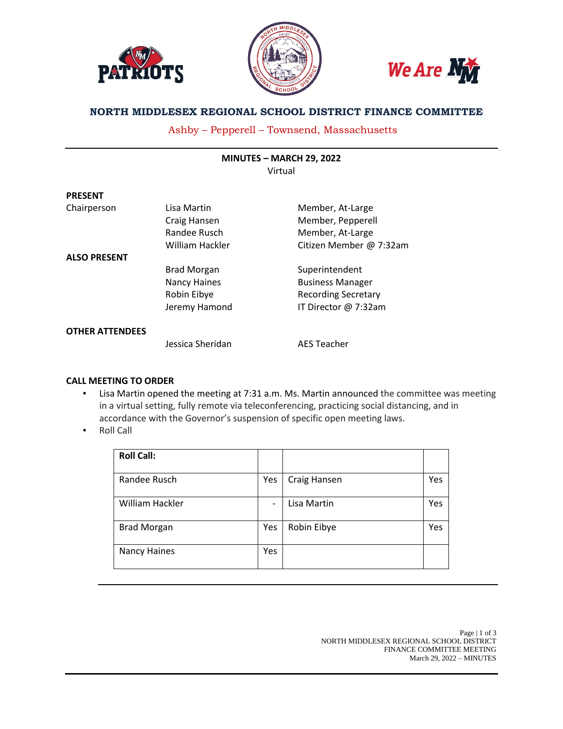# NORTH MIDDLESEX REGIONAL SCHOOL DISTRICT FINANCE COMMITTEE

Ashby – Pepperell – Townsend, Massachusetts

**MINUTES – MARCH 29, 2022**

Virtual

**PRESENT**

| | | |
|---|---|---|
| Chairperson | Lisa Martin | Member, At-Large |
| | Craig Hansen | Member, Pepperell |
| | Randee Rusch | Member, At-Large |
| | William Hackler | Citizen Member @ 7:32am |

**ALSO PRESENT**

| | |
|---|---|
| Brad Morgan | Superintendent |
| Nancy Haines | Business Manager |
| Robin Eibye | Recording Secretary |
| Jeremy Hamond | IT Director @ 7:32am |

**OTHER ATTENDEES**

| | |
|---|---|
| Jessica Sheridan | AES Teacher |

**CALL MEETING TO ORDER**

- Lisa Martin opened the meeting at 7:31 a.m. Ms. Martin announced the committee was meeting in a virtual setting, fully remote via teleconferencing, practicing social distancing, and in accordance with the Governor's suspension of specific open meeting laws.
- Roll Call

| **Roll Call:** | | | |
|---|---|---|---|
| Randee Rusch | Yes | Craig Hansen | Yes |
| William Hackler | - | Lisa Martin | Yes |
| Brad Morgan | Yes | Robin Eibye | Yes |
| Nancy Haines | Yes | | |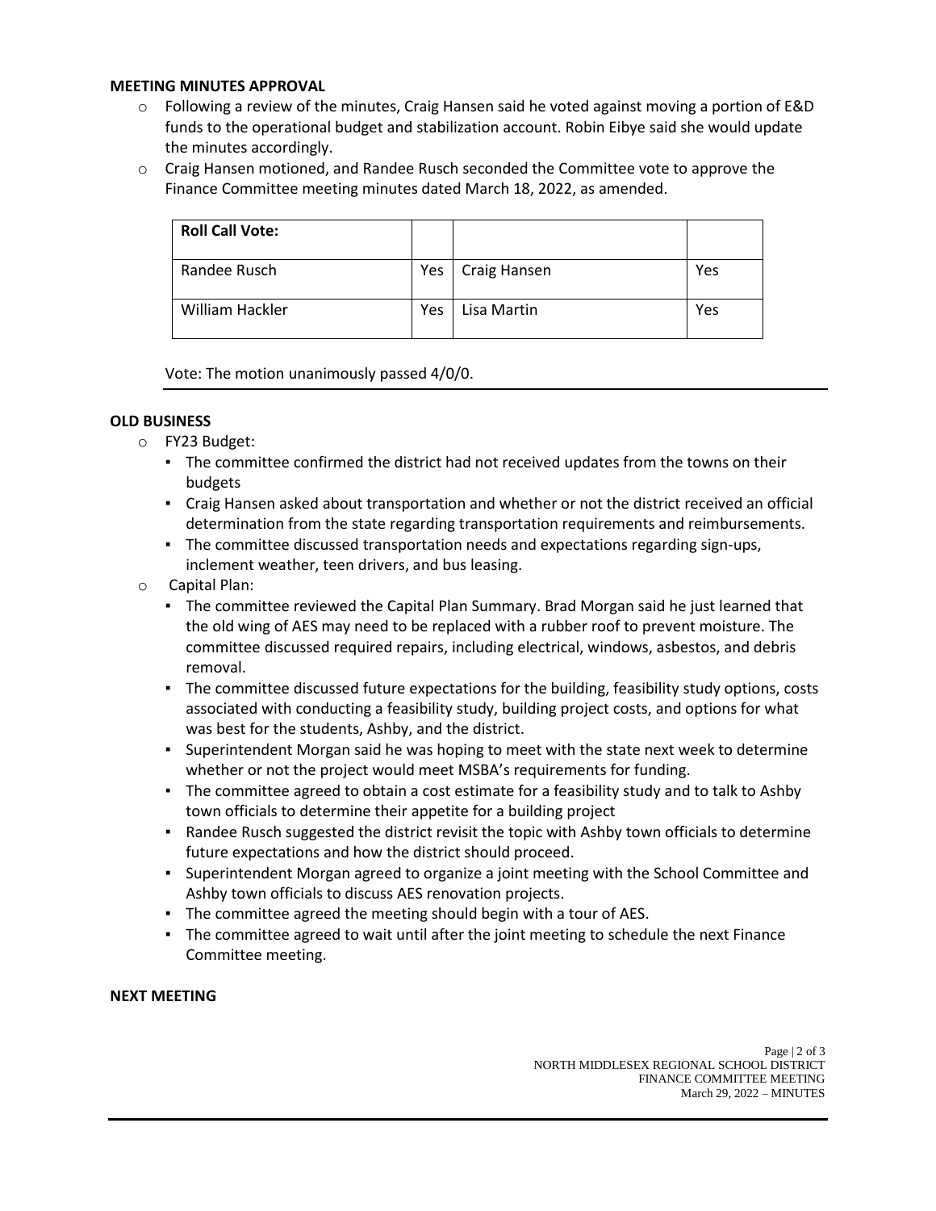**MEETING MINUTES APPROVAL**

- Following a review of the minutes, Craig Hansen said he voted against moving a portion of E&D funds to the operational budget and stabilization account. Robin Eibye said she would update the minutes accordingly.
- Craig Hansen motioned, and Randee Rusch seconded the Committee vote to approve the Finance Committee meeting minutes dated March 18, 2022, as amended.

| **Roll Call Vote:** | | | |
|---|---|---|---|
| Randee Rusch | Yes | Craig Hansen | Yes |
| William Hackler | Yes | Lisa Martin | Yes |

Vote: The motion unanimously passed 4/0/0.

**OLD BUSINESS**

- FY23 Budget:
  - The committee confirmed the district had not received updates from the towns on their budgets
  - Craig Hansen asked about transportation and whether or not the district received an official determination from the state regarding transportation requirements and reimbursements.
  - The committee discussed transportation needs and expectations regarding sign-ups, inclement weather, teen drivers, and bus leasing.
- Capital Plan:
  - The committee reviewed the Capital Plan Summary. Brad Morgan said he just learned that the old wing of AES may need to be replaced with a rubber roof to prevent moisture. The committee discussed required repairs, including electrical, windows, asbestos, and debris removal.
  - The committee discussed future expectations for the building, feasibility study options, costs associated with conducting a feasibility study, building project costs, and options for what was best for the students, Ashby, and the district.
  - Superintendent Morgan said he was hoping to meet with the state next week to determine whether or not the project would meet MSBA's requirements for funding.
  - The committee agreed to obtain a cost estimate for a feasibility study and to talk to Ashby town officials to determine their appetite for a building project
  - Randee Rusch suggested the district revisit the topic with Ashby town officials to determine future expectations and how the district should proceed.
  - Superintendent Morgan agreed to organize a joint meeting with the School Committee and Ashby town officials to discuss AES renovation projects.
  - The committee agreed the meeting should begin with a tour of AES.
  - The committee agreed to wait until after the joint meeting to schedule the next Finance Committee meeting.

**NEXT MEETING**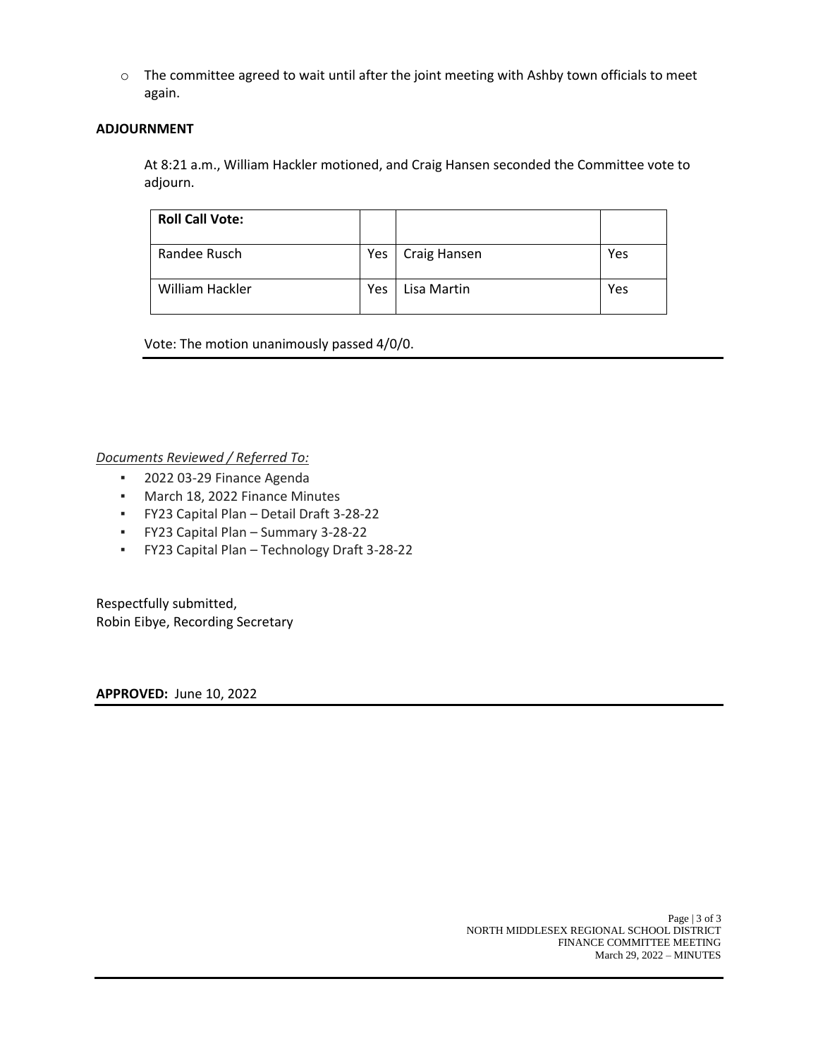- The committee agreed to wait until after the joint meeting with Ashby town officials to meet again.

**ADJOURNMENT**

At 8:21 a.m., William Hackler motioned, and Craig Hansen seconded the Committee vote to adjourn.

| **Roll Call Vote:** | | | |
|---|---|---|---|
| Randee Rusch | Yes | Craig Hansen | Yes |
| William Hackler | Yes | Lisa Martin | Yes |

Vote: The motion unanimously passed 4/0/0.

*Documents Reviewed / Referred To:*

- 2022 03-29 Finance Agenda
- March 18, 2022 Finance Minutes
- FY23 Capital Plan – Detail Draft 3-28-22
- FY23 Capital Plan – Summary 3-28-22
- FY23 Capital Plan – Technology Draft 3-28-22

Respectfully submitted,
Robin Eibye, Recording Secretary

**APPROVED:** June 10, 2022